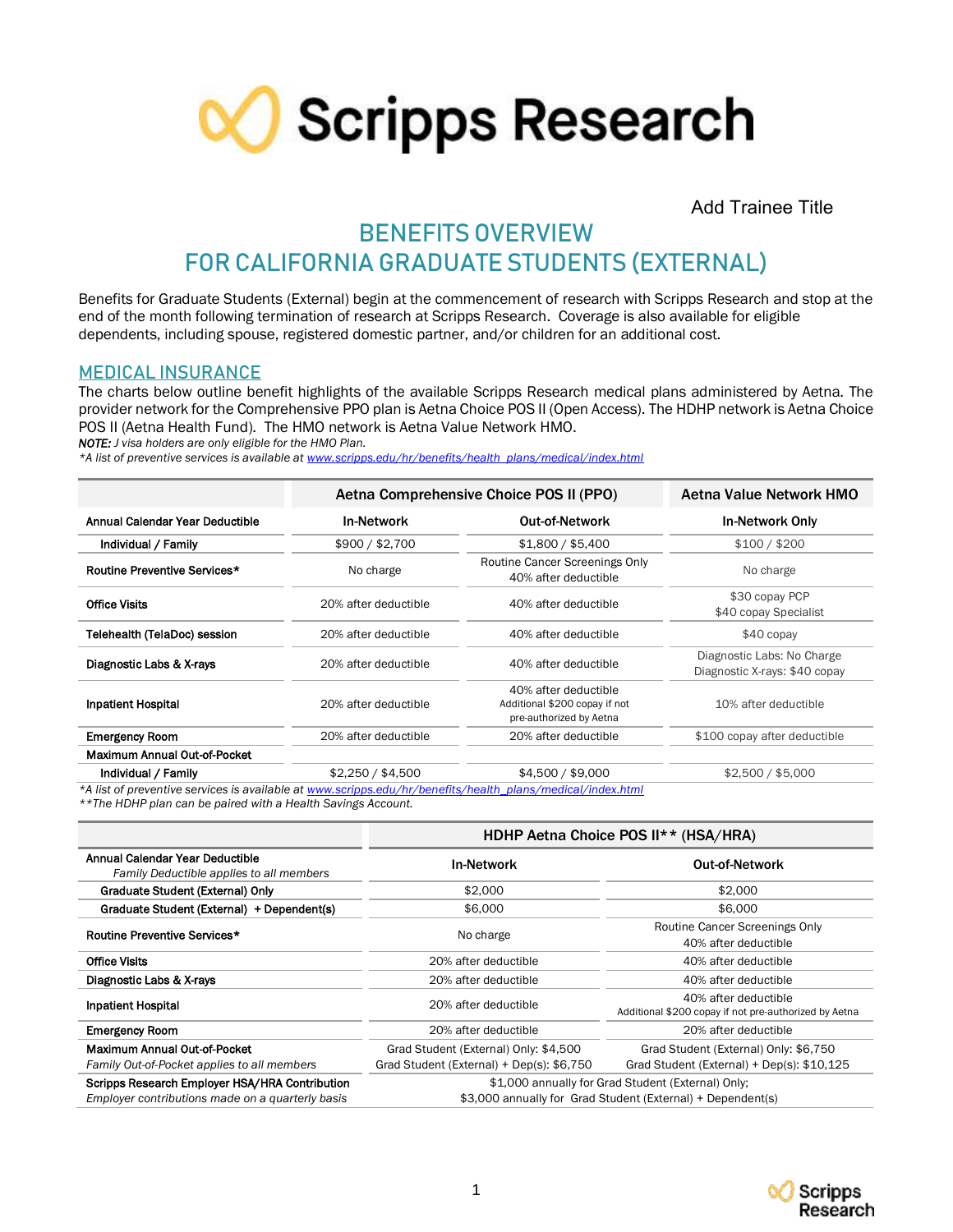Add Trainee Title

# BENEFITS OVERVIEW
# FOR CALIFORNIA GRADUATE STUDENTS (EXTERNAL)

Benefits for Graduate Students (External) begin at the commencement of research with Scripps Research and stop at the end of the month following termination of research at Scripps Research. Coverage is also available for eligible dependents, including spouse, registered domestic partner, and/or children for an additional cost.

## MEDICAL INSURANCE

The charts below outline benefit highlights of the available Scripps Research medical plans administered by Aetna. The provider network for the Comprehensive PPO plan is Aetna Choice POS II (Open Access). The HDHP network is Aetna Choice POS II (Aetna Health Fund). The HMO network is Aetna Value Network HMO.

***NOTE:*** *J visa holders are only eligible for the HMO Plan.*

*\*A list of preventive services is available at www.scripps.edu/hr/benefits/health_plans/medical/index.html*

| | Aetna Comprehensive Choice POS II (PPO) | | Aetna Value Network HMO |
|---|---|---|---|
| **Annual Calendar Year Deductible** | **In-Network** | **Out-of-Network** | **In-Network Only** |
| **Individual / Family** | $900 / $2,700 | $1,800 / $5,400 | $100 / $200 |
| **Routine Preventive Services*** | No charge | Routine Cancer Screenings Only<br>40% after deductible | No charge |
| **Office Visits** | 20% after deductible | 40% after deductible | $30 copay PCP<br>$40 copay Specialist |
| **Telehealth (TelaDoc) session** | 20% after deductible | 40% after deductible | $40 copay |
| **Diagnostic Labs & X-rays** | 20% after deductible | 40% after deductible | Diagnostic Labs: No Charge<br>Diagnostic X-rays: $40 copay |
| **Inpatient Hospital** | 20% after deductible | 40% after deductible<br>Additional $200 copay if not pre-authorized by Aetna | 10% after deductible |
| **Emergency Room** | 20% after deductible | 20% after deductible | $100 copay after deductible |
| **Maximum Annual Out-of-Pocket** | | | |
| **Individual / Family** | $2,250 / $4,500 | $4,500 / $9,000 | $2,500 / $5,000 |

*\*A list of preventive services is available at www.scripps.edu/hr/benefits/health_plans/medical/index.html*

*\*\*The HDHP plan can be paired with a Health Savings Account.*

| | HDHP Aetna Choice POS II** (HSA/HRA) | |
|---|---|---|
| **Annual Calendar Year Deductible**<br>*Family Deductible applies to all members* | **In-Network** | **Out-of-Network** |
| **Graduate Student (External) Only** | $2,000 | $2,000 |
| **Graduate Student (External) + Dependent(s)** | $6,000 | $6,000 |
| **Routine Preventive Services*** | No charge | Routine Cancer Screenings Only<br>40% after deductible |
| **Office Visits** | 20% after deductible | 40% after deductible |
| **Diagnostic Labs & X-rays** | 20% after deductible | 40% after deductible |
| **Inpatient Hospital** | 20% after deductible | 40% after deductible<br>Additional $200 copay if not pre-authorized by Aetna |
| **Emergency Room** | 20% after deductible | 20% after deductible |
| **Maximum Annual Out-of-Pocket**<br>*Family Out-of-Pocket applies to all members* | Grad Student (External) Only: $4,500<br>Grad Student (External) + Dep(s): $6,750 | Grad Student (External) Only: $6,750<br>Grad Student (External) + Dep(s): $10,125 |
| **Scripps Research Employer HSA/HRA Contribution**<br>*Employer contributions made on a quarterly basis* | $1,000 annually for Grad Student (External) Only;<br>$3,000 annually for Grad Student (External) + Dependent(s) | |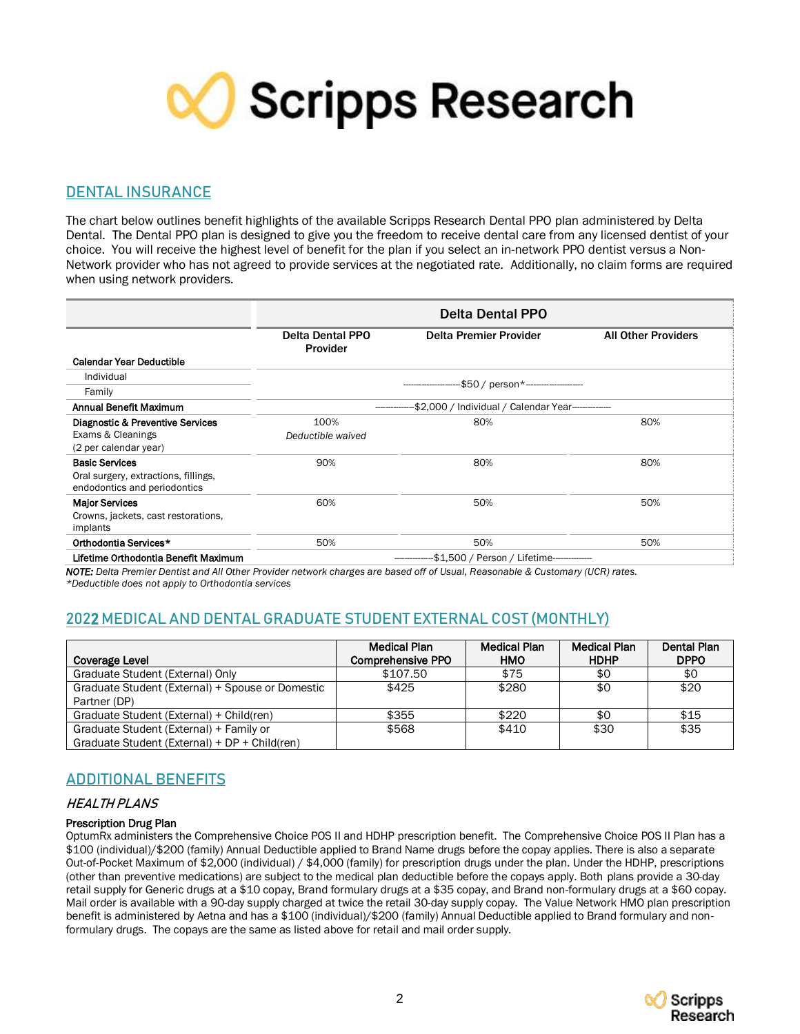## DENTAL INSURANCE

The chart below outlines benefit highlights of the available Scripps Research Dental PPO plan administered by Delta Dental. The Dental PPO plan is designed to give you the freedom to receive dental care from any licensed dentist of your choice. You will receive the highest level of benefit for the plan if you select an in-network PPO dentist versus a Non-Network provider who has not agreed to provide services at the negotiated rate. Additionally, no claim forms are required when using network providers.

| | Delta Dental PPO | | |
|---|---|---|---|
| | **Delta Dental PPO Provider** | **Delta Premier Provider** | **All Other Providers** |
| **Calendar Year Deductible** | | | |
| Individual<br>Family | ----------$50 / person*---------- | | |
| **Annual Benefit Maximum** | ----------$2,000 / Individual / Calendar Year---------- | | |
| **Diagnostic & Preventive Services**<br>Exams & Cleanings<br>(2 per calendar year) | 100%<br>*Deductible waived* | 80% | 80% |
| **Basic Services**<br>Oral surgery, extractions, fillings, endodontics and periodontics | 90% | 80% | 80% |
| **Major Services**<br>Crowns, jackets, cast restorations, implants | 60% | 50% | 50% |
| **Orthodontia Services*** | 50% | 50% | 50% |
| **Lifetime Orthodontia Benefit Maximum** | ----------$1,500 / Person / Lifetime---------- | | |

***NOTE:*** *Delta Premier Dentist and All Other Provider network charges are based off of Usual, Reasonable & Customary (UCR) rates.*
*\*Deductible does not apply to Orthodontia services*

## 2022 MEDICAL AND DENTAL GRADUATE STUDENT EXTERNAL COST (MONTHLY)

| Coverage Level | Medical Plan Comprehensive PPO | Medical Plan HMO | Medical Plan HDHP | Dental Plan DPPO |
|---|---|---|---|---|
| Graduate Student (External) Only | $107.50 | $75 | $0 | $0 |
| Graduate Student (External) + Spouse or Domestic Partner (DP) | $425 | $280 | $0 | $20 |
| Graduate Student (External) + Child(ren) | $355 | $220 | $0 | $15 |
| Graduate Student (External) + Family or Graduate Student (External) + DP + Child(ren) | $568 | $410 | $30 | $35 |

## ADDITIONAL BENEFITS

### *HEALTH PLANS*

**Prescription Drug Plan**

OptumRx administers the Comprehensive Choice POS II and HDHP prescription benefit. The Comprehensive Choice POS II Plan has a $100 (individual)/$200 (family) Annual Deductible applied to Brand Name drugs before the copay applies. There is also a separate Out-of-Pocket Maximum of $2,000 (individual) / $4,000 (family) for prescription drugs under the plan. Under the HDHP, prescriptions (other than preventive medications) are subject to the medical plan deductible before the copays apply. Both plans provide a 30-day retail supply for Generic drugs at a $10 copay, Brand formulary drugs at a $35 copay, and Brand non-formulary drugs at a $60 copay. Mail order is available with a 90-day supply charged at twice the retail 30-day supply copay. The Value Network HMO plan prescription benefit is administered by Aetna and has a $100 (individual)/$200 (family) Annual Deductible applied to Brand formulary and non-formulary drugs. The copays are the same as listed above for retail and mail order supply.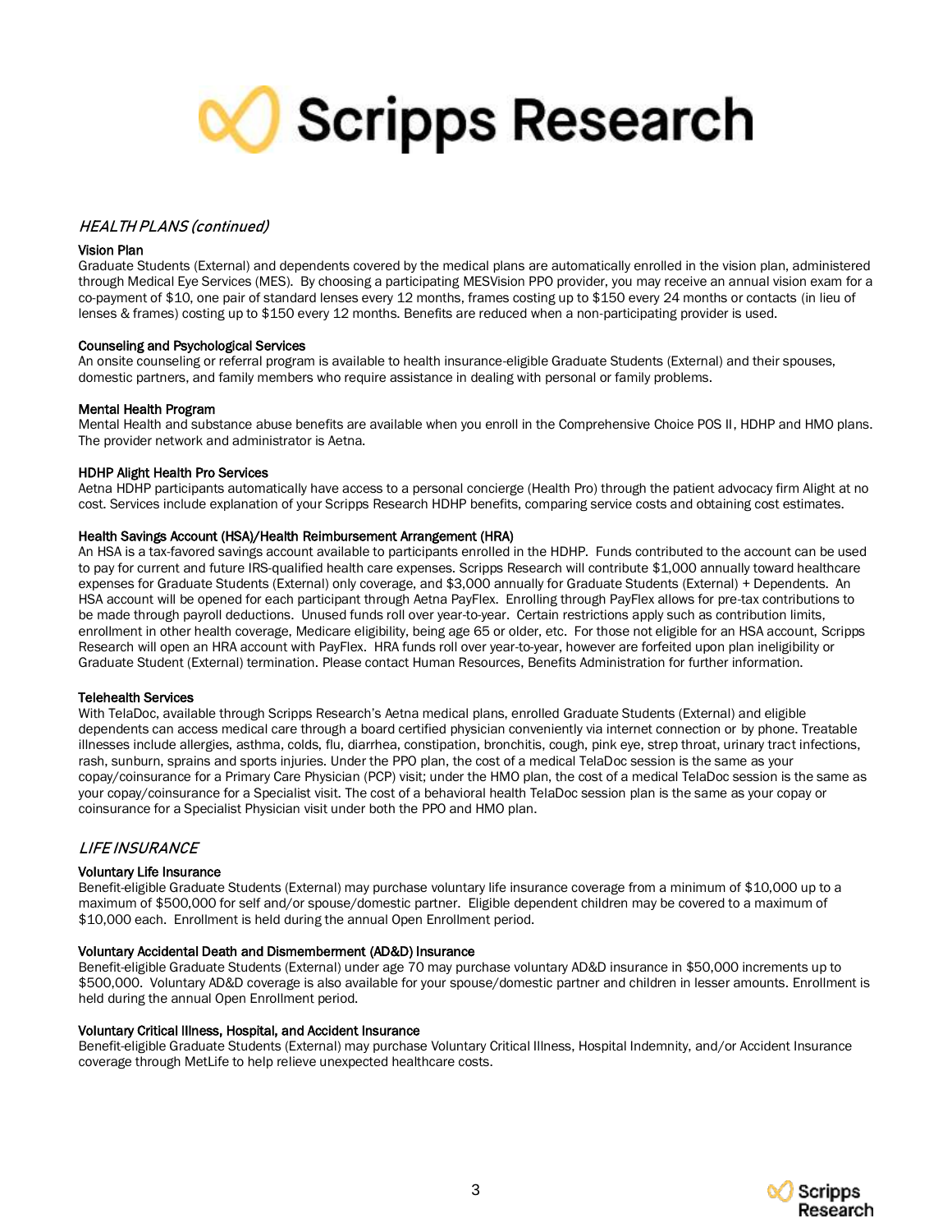## *HEALTH PLANS (continued)*

### Vision Plan

Graduate Students (External) and dependents covered by the medical plans are automatically enrolled in the vision plan, administered through Medical Eye Services (MES). By choosing a participating MESVision PPO provider, you may receive an annual vision exam for a co-payment of $10, one pair of standard lenses every 12 months, frames costing up to $150 every 24 months or contacts (in lieu of lenses & frames) costing up to $150 every 12 months. Benefits are reduced when a non-participating provider is used.

### Counseling and Psychological Services

An onsite counseling or referral program is available to health insurance-eligible Graduate Students (External) and their spouses, domestic partners, and family members who require assistance in dealing with personal or family problems.

### Mental Health Program

Mental Health and substance abuse benefits are available when you enroll in the Comprehensive Choice POS II, HDHP and HMO plans. The provider network and administrator is Aetna.

### HDHP Alight Health Pro Services

Aetna HDHP participants automatically have access to a personal concierge (Health Pro) through the patient advocacy firm Alight at no cost. Services include explanation of your Scripps Research HDHP benefits, comparing service costs and obtaining cost estimates.

### Health Savings Account (HSA)/Health Reimbursement Arrangement (HRA)

An HSA is a tax-favored savings account available to participants enrolled in the HDHP. Funds contributed to the account can be used to pay for current and future IRS-qualified health care expenses. Scripps Research will contribute $1,000 annually toward healthcare expenses for Graduate Students (External) only coverage, and $3,000 annually for Graduate Students (External) + Dependents. An HSA account will be opened for each participant through Aetna PayFlex. Enrolling through PayFlex allows for pre-tax contributions to be made through payroll deductions. Unused funds roll over year-to-year. Certain restrictions apply such as contribution limits, enrollment in other health coverage, Medicare eligibility, being age 65 or older, etc. For those not eligible for an HSA account, Scripps Research will open an HRA account with PayFlex. HRA funds roll over year-to-year, however are forfeited upon plan ineligibility or Graduate Student (External) termination. Please contact Human Resources, Benefits Administration for further information.

### Telehealth Services

With TelaDoc, available through Scripps Research's Aetna medical plans, enrolled Graduate Students (External) and eligible dependents can access medical care through a board certified physician conveniently via internet connection or by phone. Treatable illnesses include allergies, asthma, colds, flu, diarrhea, constipation, bronchitis, cough, pink eye, strep throat, urinary tract infections, rash, sunburn, sprains and sports injuries. Under the PPO plan, the cost of a medical TelaDoc session is the same as your copay/coinsurance for a Primary Care Physician (PCP) visit; under the HMO plan, the cost of a medical TelaDoc session is the same as your copay/coinsurance for a Specialist visit. The cost of a behavioral health TelaDoc session plan is the same as your copay or coinsurance for a Specialist Physician visit under both the PPO and HMO plan.

## *LIFE INSURANCE*

### Voluntary Life Insurance

Benefit-eligible Graduate Students (External) may purchase voluntary life insurance coverage from a minimum of $10,000 up to a maximum of $500,000 for self and/or spouse/domestic partner. Eligible dependent children may be covered to a maximum of $10,000 each. Enrollment is held during the annual Open Enrollment period.

### Voluntary Accidental Death and Dismemberment (AD&D) Insurance

Benefit-eligible Graduate Students (External) under age 70 may purchase voluntary AD&D insurance in $50,000 increments up to $500,000. Voluntary AD&D coverage is also available for your spouse/domestic partner and children in lesser amounts. Enrollment is held during the annual Open Enrollment period.

### Voluntary Critical Illness, Hospital, and Accident Insurance

Benefit-eligible Graduate Students (External) may purchase Voluntary Critical Illness, Hospital Indemnity, and/or Accident Insurance coverage through MetLife to help relieve unexpected healthcare costs.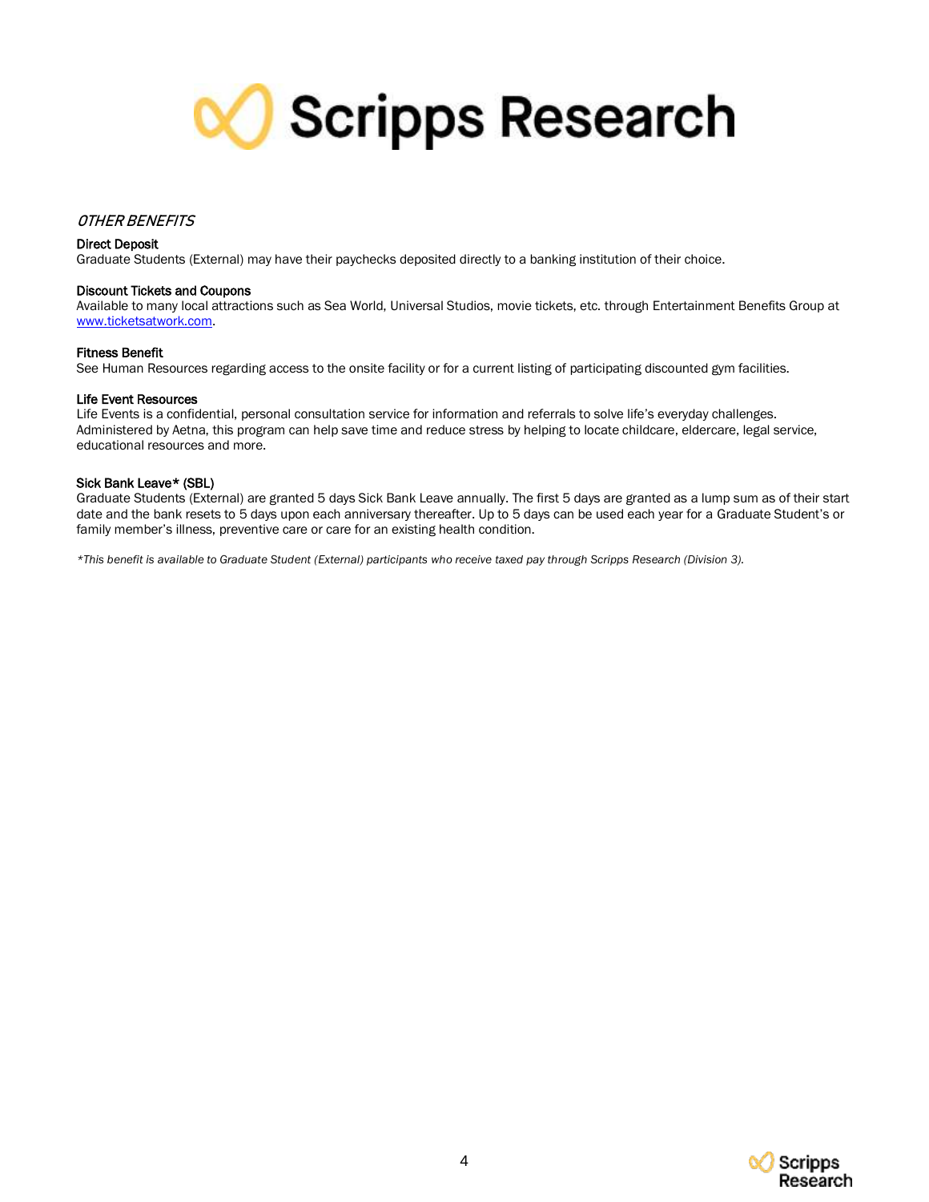## *OTHER BENEFITS*

**Direct Deposit**
Graduate Students (External) may have their paychecks deposited directly to a banking institution of their choice.

**Discount Tickets and Coupons**
Available to many local attractions such as Sea World, Universal Studios, movie tickets, etc. through Entertainment Benefits Group at www.ticketsatwork.com.

**Fitness Benefit**
See Human Resources regarding access to the onsite facility or for a current listing of participating discounted gym facilities.

**Life Event Resources**
Life Events is a confidential, personal consultation service for information and referrals to solve life's everyday challenges. Administered by Aetna, this program can help save time and reduce stress by helping to locate childcare, eldercare, legal service, educational resources and more.

**Sick Bank Leave* (SBL)**
Graduate Students (External) are granted 5 days Sick Bank Leave annually. The first 5 days are granted as a lump sum as of their start date and the bank resets to 5 days upon each anniversary thereafter. Up to 5 days can be used each year for a Graduate Student's or family member's illness, preventive care or care for an existing health condition.

*\*This benefit is available to Graduate Student (External) participants who receive taxed pay through Scripps Research (Division 3).*